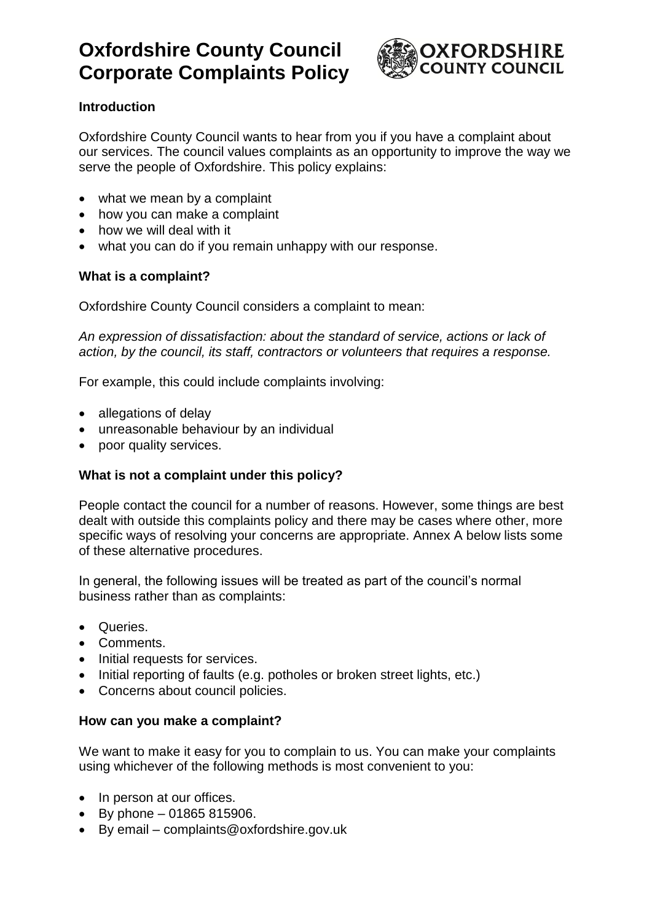# Oxfordshire County Council Corporate Complaints Policy

OXFORDSHIRE COUNTY COUNCIL

### Introduction

Oxfordshire County Council wants to hear from you if you have a complaint about our services. The council values complaints as an opportunity to improve the way we serve the people of Oxfordshire. This policy explains:

- what we mean by a complaint
- how you can make a complaint
- how we will deal with it
- what you can do if you remain unhappy with our response.

### What is a complaint?

Oxfordshire County Council considers a complaint to mean:

*An expression of dissatisfaction: about the standard of service, actions or lack of action, by the council, its staff, contractors or volunteers that requires a response.*

For example, this could include complaints involving:

- allegations of delay
- unreasonable behaviour by an individual
- poor quality services.

### What is not a complaint under this policy?

People contact the council for a number of reasons. However, some things are best dealt with outside this complaints policy and there may be cases where other, more specific ways of resolving your concerns are appropriate. Annex A below lists some of these alternative procedures.

In general, the following issues will be treated as part of the council's normal business rather than as complaints:

- Queries.
- Comments.
- Initial requests for services.
- Initial reporting of faults (e.g. potholes or broken street lights, etc.)
- Concerns about council policies.

### How can you make a complaint?

We want to make it easy for you to complain to us. You can make your complaints using whichever of the following methods is most convenient to you:

- In person at our offices.
- By phone – 01865 815906.
- By email – complaints@oxfordshire.gov.uk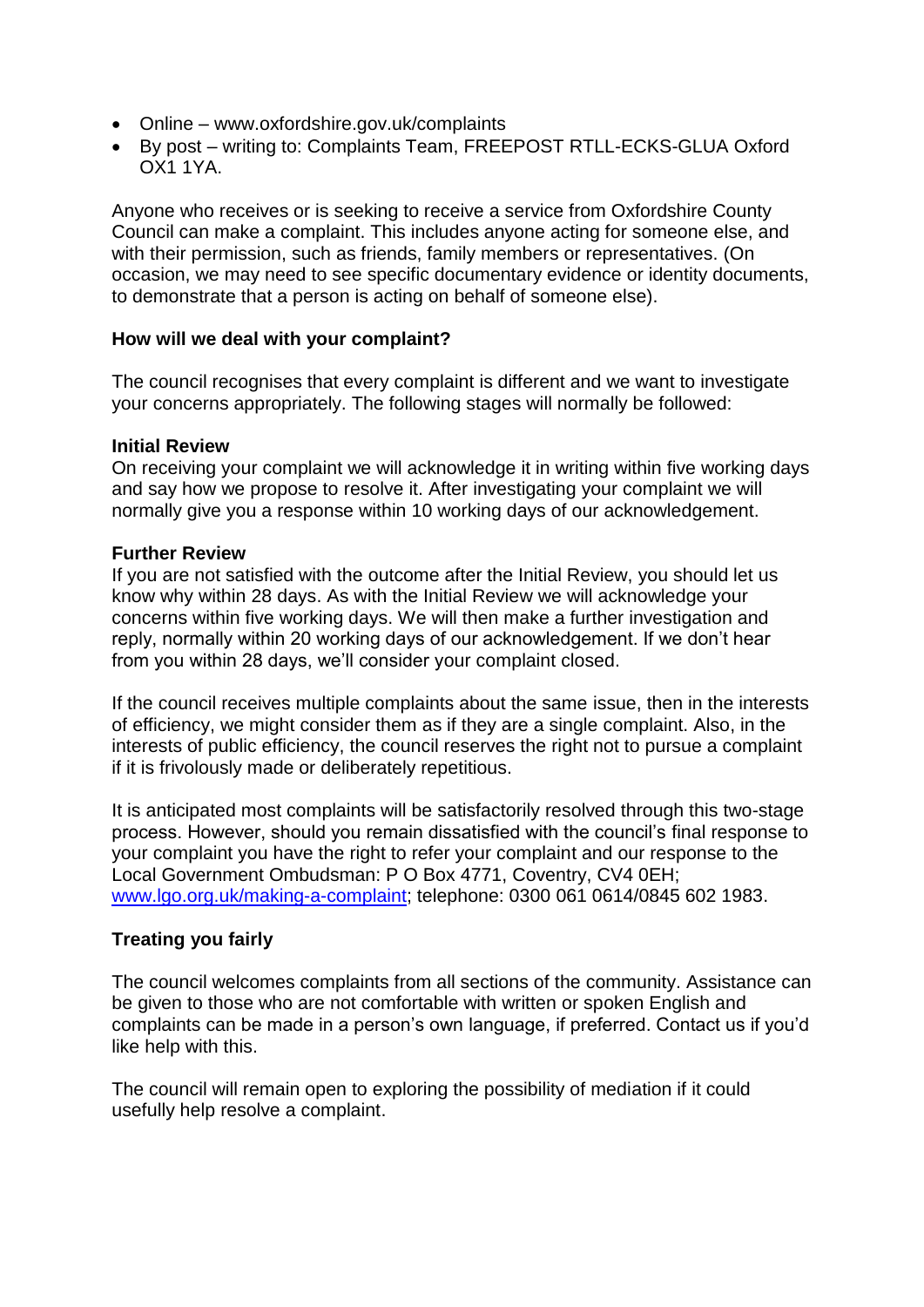- Online – www.oxfordshire.gov.uk/complaints
- By post – writing to: Complaints Team, FREEPOST RTLL-ECKS-GLUA Oxford OX1 1YA.

Anyone who receives or is seeking to receive a service from Oxfordshire County Council can make a complaint. This includes anyone acting for someone else, and with their permission, such as friends, family members or representatives. (On occasion, we may need to see specific documentary evidence or identity documents, to demonstrate that a person is acting on behalf of someone else).

**How will we deal with your complaint?**

The council recognises that every complaint is different and we want to investigate your concerns appropriately. The following stages will normally be followed:

**Initial Review**
On receiving your complaint we will acknowledge it in writing within five working days and say how we propose to resolve it. After investigating your complaint we will normally give you a response within 10 working days of our acknowledgement.

**Further Review**
If you are not satisfied with the outcome after the Initial Review, you should let us know why within 28 days. As with the Initial Review we will acknowledge your concerns within five working days. We will then make a further investigation and reply, normally within 20 working days of our acknowledgement. If we don't hear from you within 28 days, we'll consider your complaint closed.

If the council receives multiple complaints about the same issue, then in the interests of efficiency, we might consider them as if they are a single complaint. Also, in the interests of public efficiency, the council reserves the right not to pursue a complaint if it is frivolously made or deliberately repetitious.

It is anticipated most complaints will be satisfactorily resolved through this two-stage process. However, should you remain dissatisfied with the council's final response to your complaint you have the right to refer your complaint and our response to the Local Government Ombudsman: P O Box 4771, Coventry, CV4 0EH; [www.lgo.org.uk/making-a-complaint](www.lgo.org.uk/making-a-complaint); telephone: 0300 061 0614/0845 602 1983.

## Treating you fairly

The council welcomes complaints from all sections of the community. Assistance can be given to those who are not comfortable with written or spoken English and complaints can be made in a person's own language, if preferred. Contact us if you'd like help with this.

The council will remain open to exploring the possibility of mediation if it could usefully help resolve a complaint.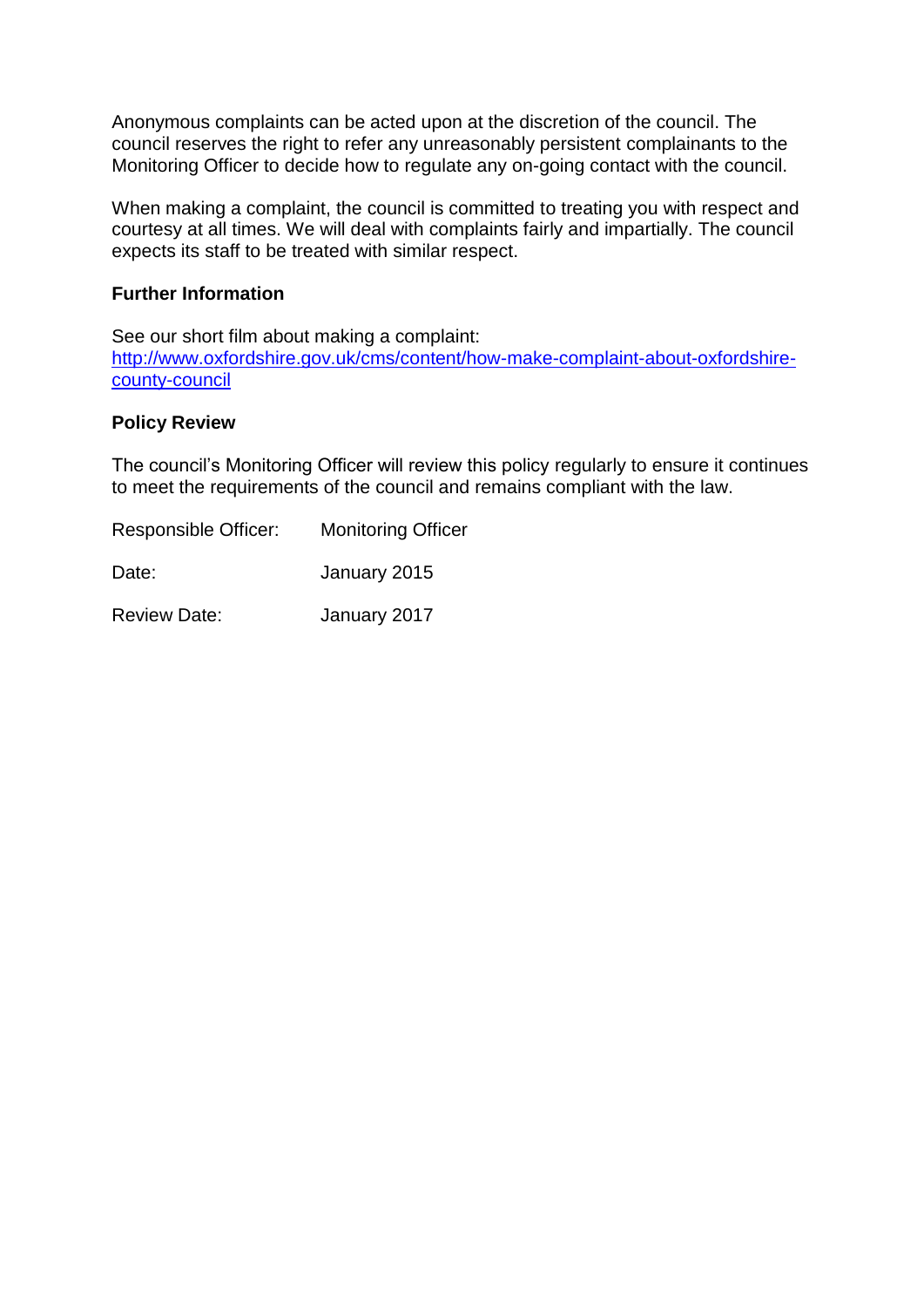Anonymous complaints can be acted upon at the discretion of the council. The council reserves the right to refer any unreasonably persistent complainants to the Monitoring Officer to decide how to regulate any on-going contact with the council.

When making a complaint, the council is committed to treating you with respect and courtesy at all times. We will deal with complaints fairly and impartially. The council expects its staff to be treated with similar respect.

**Further Information**

See our short film about making a complaint:
[http://www.oxfordshire.gov.uk/cms/content/how-make-complaint-about-oxfordshire-county-council](http://www.oxfordshire.gov.uk/cms/content/how-make-complaint-about-oxfordshire-county-council)

**Policy Review**

The council's Monitoring Officer will review this policy regularly to ensure it continues to meet the requirements of the council and remains compliant with the law.

Responsible Officer: Monitoring Officer

Date: January 2015

Review Date: January 2017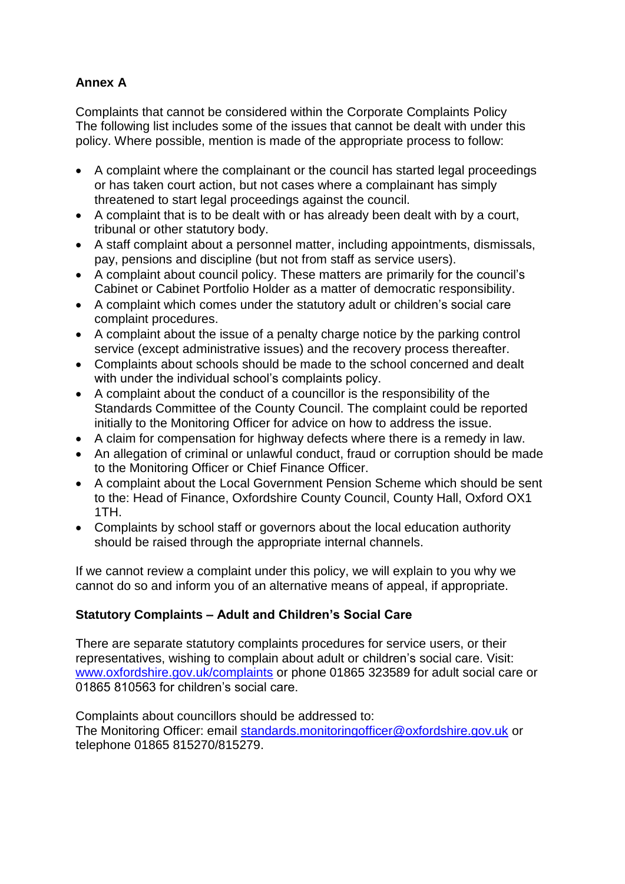**Annex A**

Complaints that cannot be considered within the Corporate Complaints Policy
The following list includes some of the issues that cannot be dealt with under this policy. Where possible, mention is made of the appropriate process to follow:

- A complaint where the complainant or the council has started legal proceedings or has taken court action, but not cases where a complainant has simply threatened to start legal proceedings against the council.
- A complaint that is to be dealt with or has already been dealt with by a court, tribunal or other statutory body.
- A staff complaint about a personnel matter, including appointments, dismissals, pay, pensions and discipline (but not from staff as service users).
- A complaint about council policy. These matters are primarily for the council's Cabinet or Cabinet Portfolio Holder as a matter of democratic responsibility.
- A complaint which comes under the statutory adult or children's social care complaint procedures.
- A complaint about the issue of a penalty charge notice by the parking control service (except administrative issues) and the recovery process thereafter.
- Complaints about schools should be made to the school concerned and dealt with under the individual school's complaints policy.
- A complaint about the conduct of a councillor is the responsibility of the Standards Committee of the County Council. The complaint could be reported initially to the Monitoring Officer for advice on how to address the issue.
- A claim for compensation for highway defects where there is a remedy in law.
- An allegation of criminal or unlawful conduct, fraud or corruption should be made to the Monitoring Officer or Chief Finance Officer.
- A complaint about the Local Government Pension Scheme which should be sent to the: Head of Finance, Oxfordshire County Council, County Hall, Oxford OX1 1TH.
- Complaints by school staff or governors about the local education authority should be raised through the appropriate internal channels.

If we cannot review a complaint under this policy, we will explain to you why we cannot do so and inform you of an alternative means of appeal, if appropriate.

**Statutory Complaints – Adult and Children's Social Care**

There are separate statutory complaints procedures for service users, or their representatives, wishing to complain about adult or children's social care. Visit: [www.oxfordshire.gov.uk/complaints](http://www.oxfordshire.gov.uk/complaints) or phone 01865 323589 for adult social care or 01865 810563 for children's social care.

Complaints about councillors should be addressed to:
The Monitoring Officer: email [standards.monitoringofficer@oxfordshire.gov.uk](mailto:standards.monitoringofficer@oxfordshire.gov.uk) or telephone 01865 815270/815279.